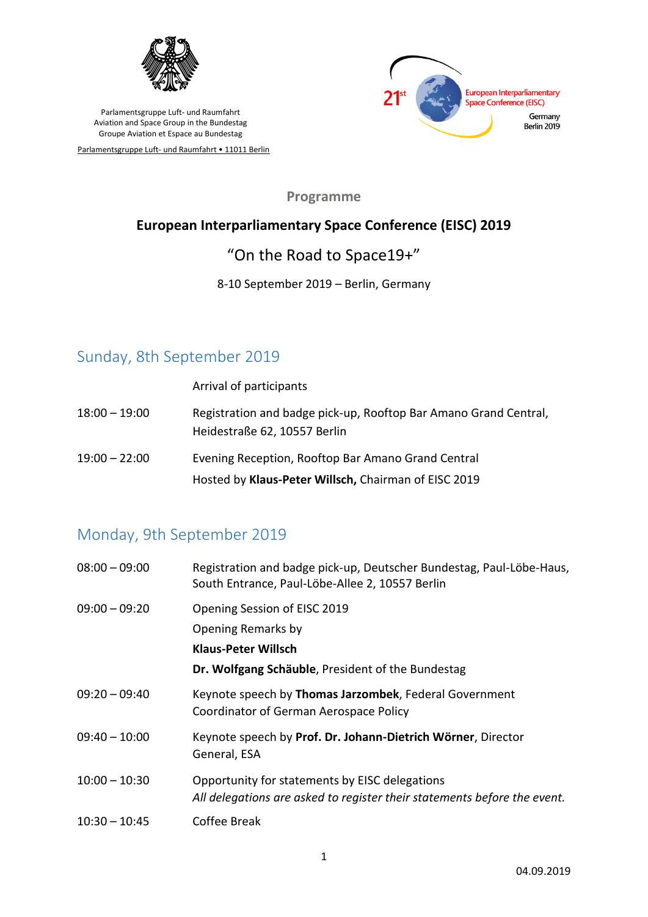Parlamentsgruppe Luft- und Raumfahrt
Aviation and Space Group in the Bundestag
Groupe Aviation et Espace au Bundestag

Parlamentsgruppe Luft- und Raumfahrt • 11011 Berlin

21st European Interparliamentary Space Conference (EISC)
Germany
Berlin 2019

## Programme

# European Interparliamentary Space Conference (EISC) 2019

“On the Road to Space19+”

8-10 September 2019 – Berlin, Germany

## Sunday, 8th September 2019

| | |
|---|---|
| | Arrival of participants |
| 18:00 – 19:00 | Registration and badge pick-up, Rooftop Bar Amano Grand Central, Heidestraße 62, 10557 Berlin |
| 19:00 – 22:00 | Evening Reception, Rooftop Bar Amano Grand Central<br>Hosted by **Klaus-Peter Willsch,** Chairman of EISC 2019 |

## Monday, 9th September 2019

| | |
|---|---|
| 08:00 – 09:00 | Registration and badge pick-up, Deutscher Bundestag, Paul-Löbe-Haus, South Entrance, Paul-Löbe-Allee 2, 10557 Berlin |
| 09:00 – 09:20 | Opening Session of EISC 2019<br>Opening Remarks by<br>**Klaus-Peter Willsch**<br>**Dr. Wolfgang Schäuble**, President of the Bundestag |
| 09:20 – 09:40 | Keynote speech by **Thomas Jarzombek**, Federal Government Coordinator of German Aerospace Policy |
| 09:40 – 10:00 | Keynote speech by **Prof. Dr. Johann-Dietrich Wörner**, Director General, ESA |
| 10:00 – 10:30 | Opportunity for statements by EISC delegations<br>*All delegations are asked to register their statements before the event.* |
| 10:30 – 10:45 | Coffee Break |

04.09.2019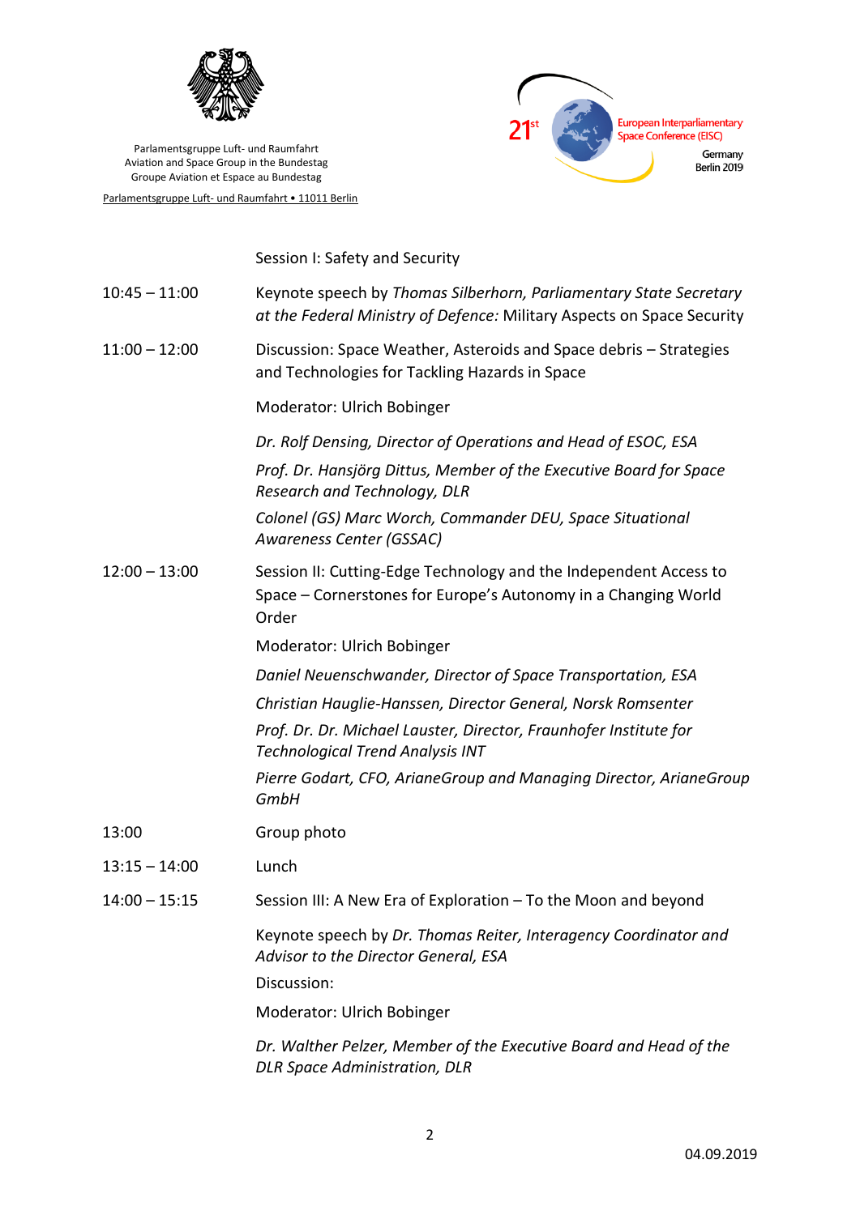Parlamentsgruppe Luft- und Raumfahrt
Aviation and Space Group in the Bundestag
Groupe Aviation et Espace au Bundestag

Parlamentsgruppe Luft- und Raumfahrt • 11011 Berlin

21st European Interparliamentary Space Conference (EISC)
Germany
Berlin 2019

| | Session I: Safety and Security |
|---|---|
| 10:45 – 11:00 | Keynote speech by *Thomas Silberhorn, Parliamentary State Secretary at the Federal Ministry of Defence:* Military Aspects on Space Security |
| 11:00 – 12:00 | Discussion: Space Weather, Asteroids and Space debris – Strategies and Technologies for Tackling Hazards in Space |
| | Moderator: Ulrich Bobinger |
| | *Dr. Rolf Densing, Director of Operations and Head of ESOC, ESA* |
| | *Prof. Dr. Hansjörg Dittus, Member of the Executive Board for Space Research and Technology, DLR* |
| | *Colonel (GS) Marc Worch, Commander DEU, Space Situational Awareness Center (GSSAC)* |
| 12:00 – 13:00 | Session II: Cutting-Edge Technology and the Independent Access to Space – Cornerstones for Europe's Autonomy in a Changing World Order |
| | Moderator: Ulrich Bobinger |
| | *Daniel Neuenschwander, Director of Space Transportation, ESA* |
| | *Christian Hauglie-Hanssen, Director General, Norsk Romsenter* |
| | *Prof. Dr. Dr. Michael Lauster, Director, Fraunhofer Institute for Technological Trend Analysis INT* |
| | *Pierre Godart, CFO, ArianeGroup and Managing Director, ArianeGroup GmbH* |
| 13:00 | Group photo |
| 13:15 – 14:00 | Lunch |
| 14:00 – 15:15 | Session III: A New Era of Exploration – To the Moon and beyond |
| | Keynote speech by *Dr. Thomas Reiter, Interagency Coordinator and Advisor to the Director General, ESA* |
| | Discussion: |
| | Moderator: Ulrich Bobinger |
| | *Dr. Walther Pelzer, Member of the Executive Board and Head of the DLR Space Administration, DLR* |

04.09.2019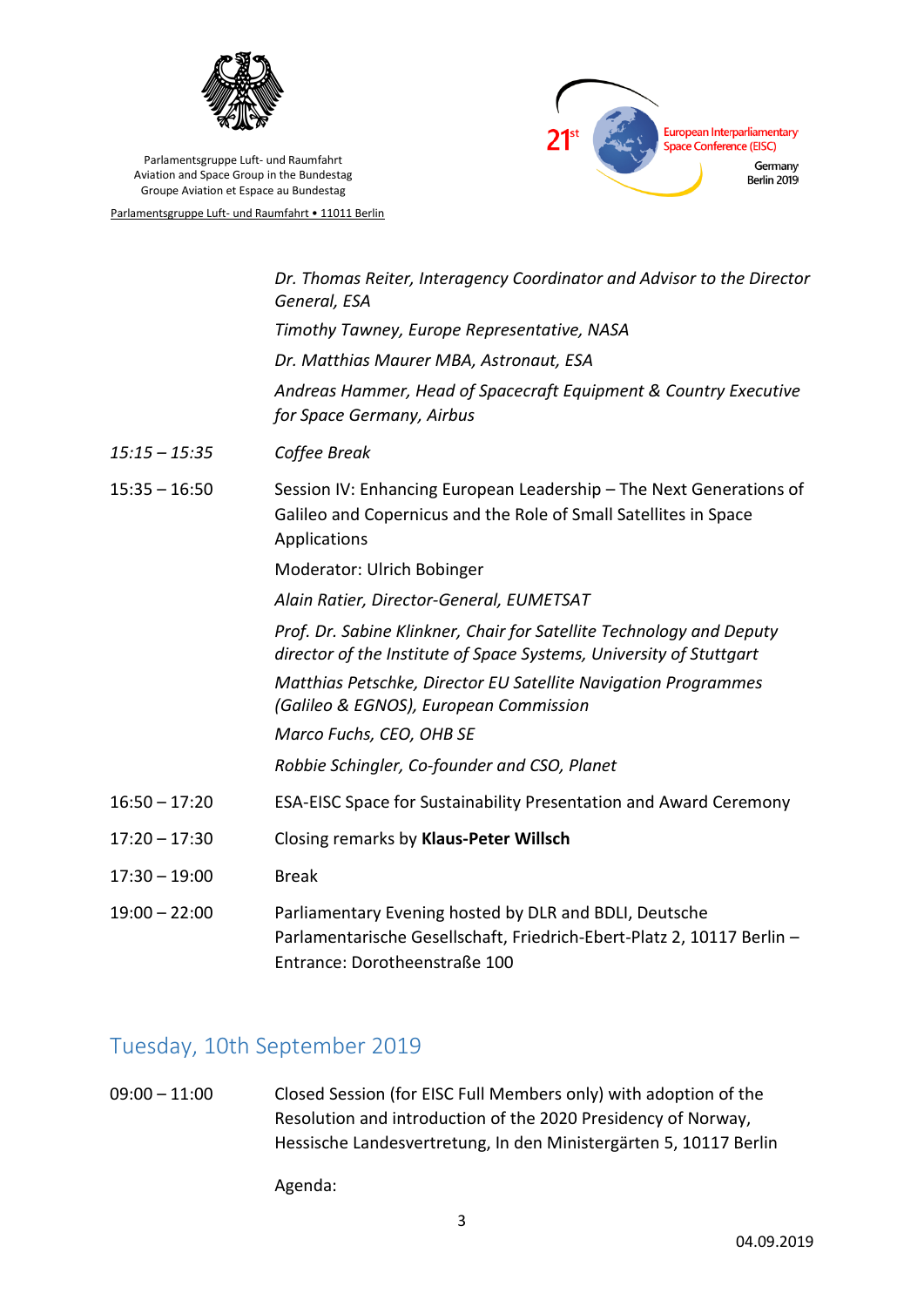| | |
|---|---|
| | *Dr. Thomas Reiter, Interagency Coordinator and Advisor to the Director General, ESA* |
| | *Timothy Tawney, Europe Representative, NASA* |
| | *Dr. Matthias Maurer MBA, Astronaut, ESA* |
| | *Andreas Hammer, Head of Spacecraft Equipment & Country Executive for Space Germany, Airbus* |
| *15:15 – 15:35* | *Coffee Break* |
| 15:35 – 16:50 | Session IV: Enhancing European Leadership – The Next Generations of Galileo and Copernicus and the Role of Small Satellites in Space Applications |
| | Moderator: Ulrich Bobinger |
| | *Alain Ratier, Director-General, EUMETSAT* |
| | *Prof. Dr. Sabine Klinkner, Chair for Satellite Technology and Deputy director of the Institute of Space Systems, University of Stuttgart* |
| | *Matthias Petschke, Director EU Satellite Navigation Programmes (Galileo & EGNOS), European Commission* |
| | *Marco Fuchs, CEO, OHB SE* |
| | *Robbie Schingler, Co-founder and CSO, Planet* |
| 16:50 – 17:20 | ESA-EISC Space for Sustainability Presentation and Award Ceremony |
| 17:20 – 17:30 | Closing remarks by **Klaus-Peter Willsch** |
| 17:30 – 19:00 | Break |
| 19:00 – 22:00 | Parliamentary Evening hosted by DLR and BDLI, Deutsche Parlamentarische Gesellschaft, Friedrich-Ebert-Platz 2, 10117 Berlin – Entrance: Dorotheenstraße 100 |

## Tuesday, 10th September 2019

| | |
|---|---|
| 09:00 – 11:00 | Closed Session (for EISC Full Members only) with adoption of the Resolution and introduction of the 2020 Presidency of Norway, Hessische Landesvertretung, In den Ministergärten 5, 10117 Berlin |
| | Agenda: |

04.09.2019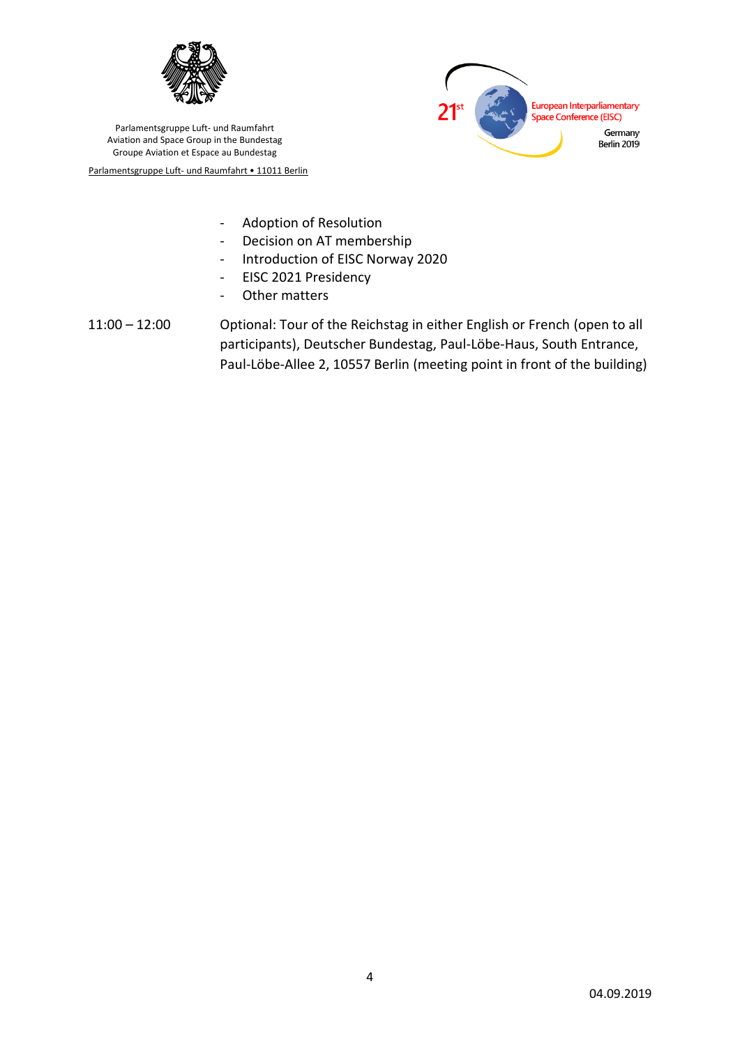Parlamentsgruppe Luft- und Raumfahrt
Aviation and Space Group in the Bundestag
Groupe Aviation et Espace au Bundestag

Parlamentsgruppe Luft- und Raumfahrt • 11011 Berlin

21st European Interparliamentary Space Conference (EISC)
Germany
Berlin 2019

- Adoption of Resolution
- Decision on AT membership
- Introduction of EISC Norway 2020
- EISC 2021 Presidency
- Other matters

11:00 – 12:00 Optional: Tour of the Reichstag in either English or French (open to all participants), Deutscher Bundestag, Paul-Löbe-Haus, South Entrance, Paul-Löbe-Allee 2, 10557 Berlin (meeting point in front of the building)

04.09.2019